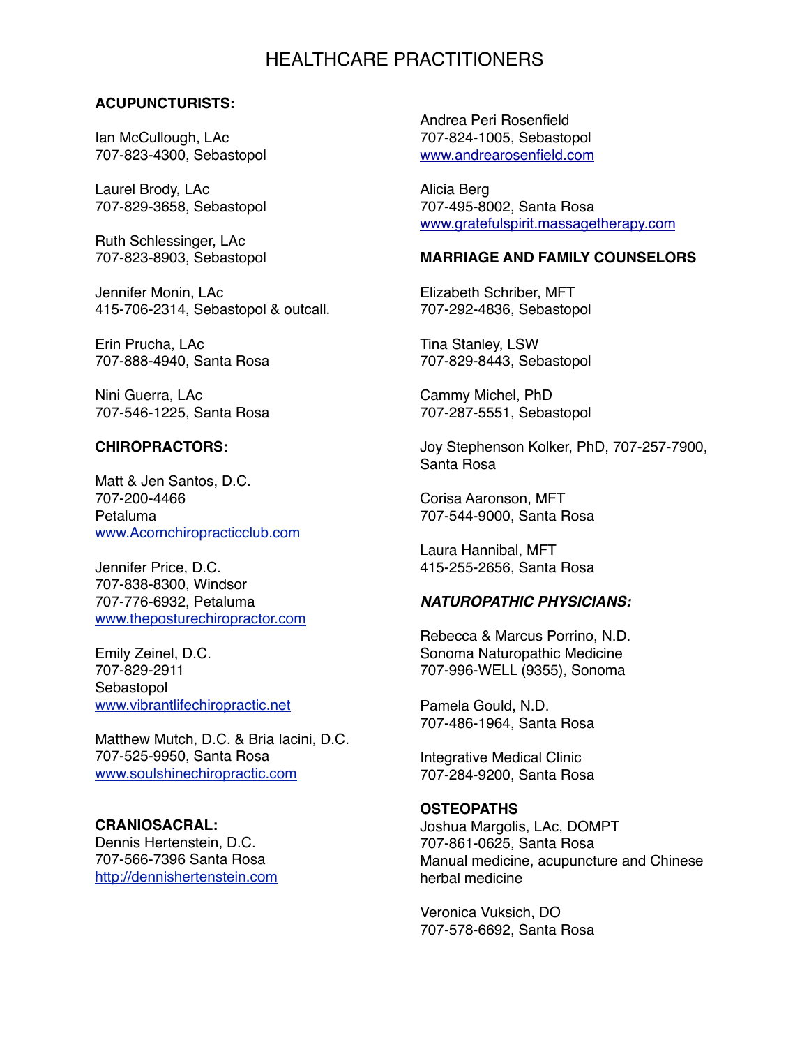# HEALTHCARE PRACTITIONERS

**ACUPUNCTURISTS:**

Ian McCullough, LAc
707-823-4300, Sebastopol

Laurel Brody, LAc
707-829-3658, Sebastopol

Ruth Schlessinger, LAc
707-823-8903, Sebastopol

Jennifer Monin, LAc
415-706-2314, Sebastopol & outcall.

Erin Prucha, LAc
707-888-4940, Santa Rosa

Nini Guerra, LAc
707-546-1225, Santa Rosa

**CHIROPRACTORS:**

Matt & Jen Santos, D.C.
707-200-4466
Petaluma
www.Acornchiropracticclub.com

Jennifer Price, D.C.
707-838-8300, Windsor
707-776-6932, Petaluma
www.theposturechiropractor.com

Emily Zeinel, D.C.
707-829-2911
Sebastopol
www.vibrantlifechiropractic.net

Matthew Mutch, D.C. & Bria Iacini, D.C.
707-525-9950, Santa Rosa
www.soulshinechiropractic.com

**CRANIOSACRAL:**
Dennis Hertenstein, D.C.
707-566-7396 Santa Rosa
http://dennishertenstein.com

Andrea Peri Rosenfield
707-824-1005, Sebastopol
www.andrearosenfield.com

Alicia Berg
707-495-8002, Santa Rosa
www.gratefulspirit.massagetherapy.com

**MARRIAGE AND FAMILY COUNSELORS**

Elizabeth Schriber, MFT
707-292-4836, Sebastopol

Tina Stanley, LSW
707-829-8443, Sebastopol

Cammy Michel, PhD
707-287-5551, Sebastopol

Joy Stephenson Kolker, PhD, 707-257-7900, Santa Rosa

Corisa Aaronson, MFT
707-544-9000, Santa Rosa

Laura Hannibal, MFT
415-255-2656, Santa Rosa

***NATUROPATHIC PHYSICIANS:***

Rebecca & Marcus Porrino, N.D.
Sonoma Naturopathic Medicine
707-996-WELL (9355), Sonoma

Pamela Gould, N.D.
707-486-1964, Santa Rosa

Integrative Medical Clinic
707-284-9200, Santa Rosa

**OSTEOPATHS**
Joshua Margolis, LAc, DOMPT
707-861-0625, Santa Rosa
Manual medicine, acupuncture and Chinese herbal medicine

Veronica Vuksich, DO
707-578-6692, Santa Rosa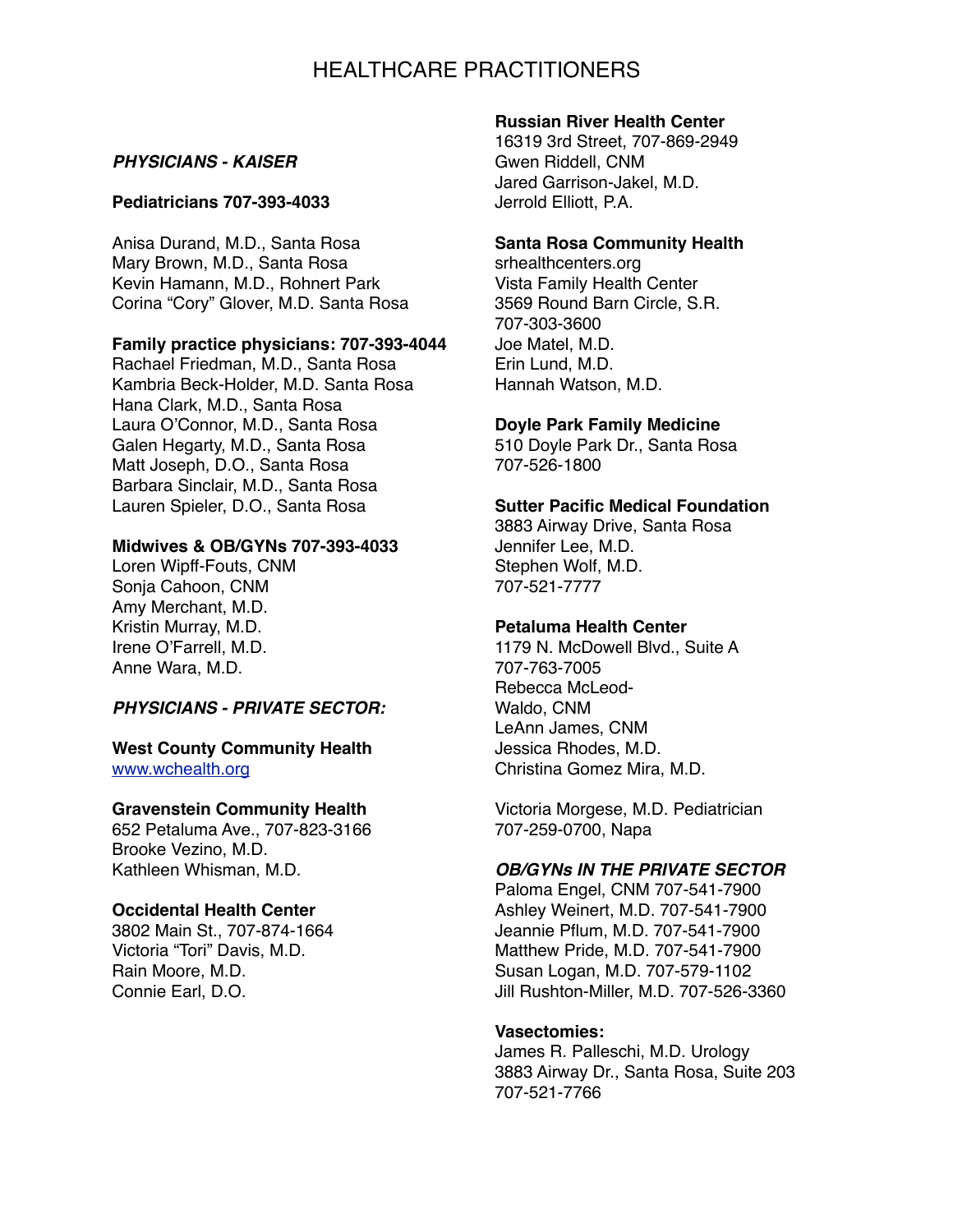# HEALTHCARE PRACTITIONERS

***PHYSICIANS - KAISER***

**Pediatricians 707-393-4033**

Anisa Durand, M.D., Santa Rosa
Mary Brown, M.D., Santa Rosa
Kevin Hamann, M.D., Rohnert Park
Corina "Cory" Glover, M.D. Santa Rosa

**Family practice physicians: 707-393-4044**
Rachael Friedman, M.D., Santa Rosa
Kambria Beck-Holder, M.D. Santa Rosa
Hana Clark, M.D., Santa Rosa
Laura O'Connor, M.D., Santa Rosa
Galen Hegarty, M.D., Santa Rosa
Matt Joseph, D.O., Santa Rosa
Barbara Sinclair, M.D., Santa Rosa
Lauren Spieler, D.O., Santa Rosa

**Midwives & OB/GYNs 707-393-4033**
Loren Wipff-Fouts, CNM
Sonja Cahoon, CNM
Amy Merchant, M.D.
Kristin Murray, M.D.
Irene O'Farrell, M.D.
Anne Wara, M.D.

***PHYSICIANS - PRIVATE SECTOR:***

**West County Community Health**
[www.wchealth.org](http://www.wchealth.org)

**Gravenstein Community Health**
652 Petaluma Ave., 707-823-3166
Brooke Vezino, M.D.
Kathleen Whisman, M.D.

**Occidental Health Center**
3802 Main St., 707-874-1664
Victoria "Tori" Davis, M.D.
Rain Moore, M.D.
Connie Earl, D.O.

**Russian River Health Center**
16319 3rd Street, 707-869-2949
Gwen Riddell, CNM
Jared Garrison-Jakel, M.D.
Jerrold Elliott, P.A.

**Santa Rosa Community Health**
srhealthcenters.org
Vista Family Health Center
3569 Round Barn Circle, S.R.
707-303-3600
Joe Matel, M.D.
Erin Lund, M.D.
Hannah Watson, M.D.

**Doyle Park Family Medicine**
510 Doyle Park Dr., Santa Rosa
707-526-1800

**Sutter Pacific Medical Foundation**
3883 Airway Drive, Santa Rosa
Jennifer Lee, M.D.
Stephen Wolf, M.D.
707-521-7777

**Petaluma Health Center**
1179 N. McDowell Blvd., Suite A
707-763-7005
Rebecca McLeod-Waldo, CNM
LeAnn James, CNM
Jessica Rhodes, M.D.
Christina Gomez Mira, M.D.

Victoria Morgese, M.D. Pediatrician
707-259-0700, Napa

***OB/GYNs IN THE PRIVATE SECTOR***
Paloma Engel, CNM 707-541-7900
Ashley Weinert, M.D. 707-541-7900
Jeannie Pflum, M.D. 707-541-7900
Matthew Pride, M.D. 707-541-7900
Susan Logan, M.D. 707-579-1102
Jill Rushton-Miller, M.D. 707-526-3360

**Vasectomies:**
James R. Palleschi, M.D. Urology
3883 Airway Dr., Santa Rosa, Suite 203
707-521-7766